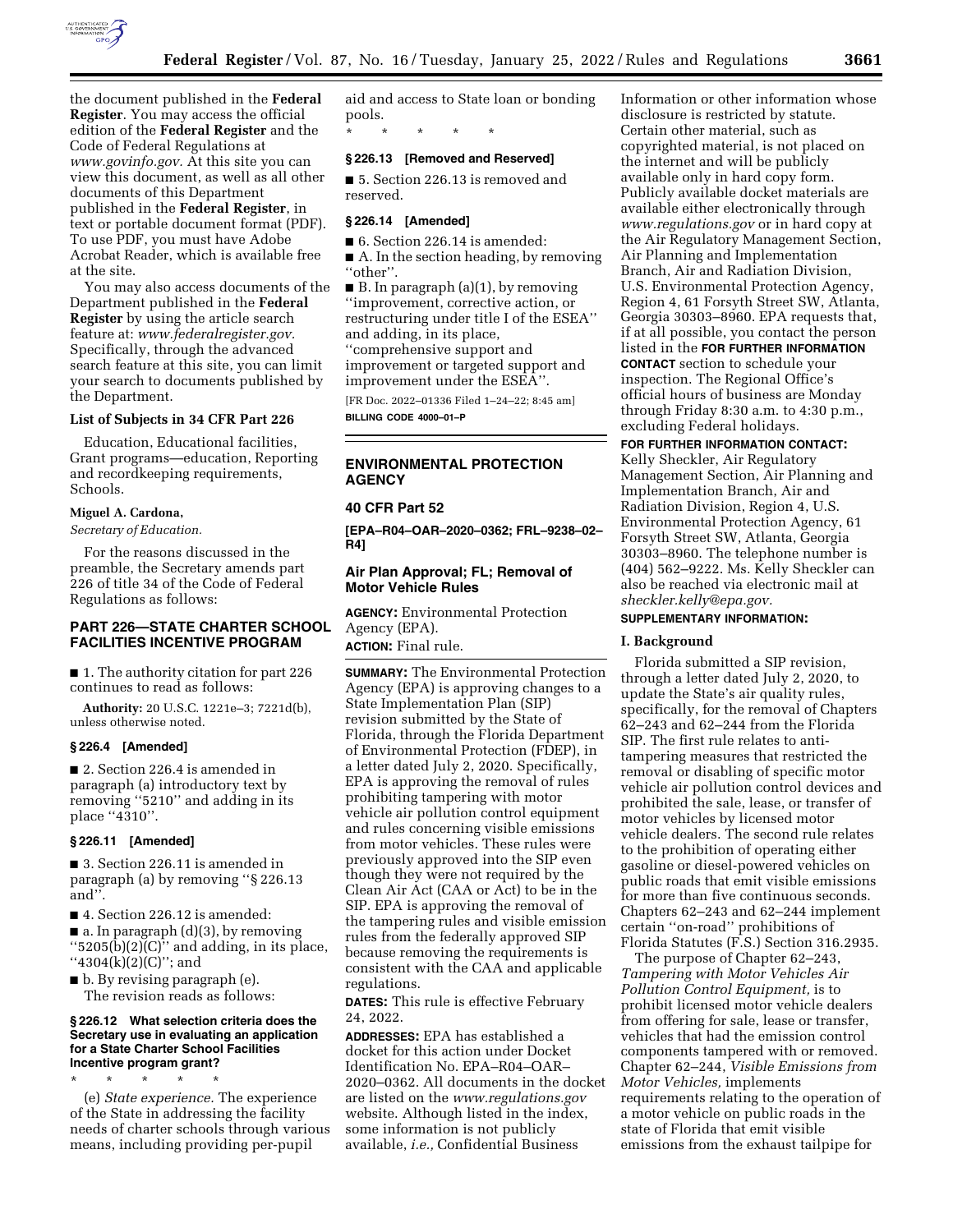the document published in the **Federal Register**. You may access the official edition of the **Federal Register** and the Code of Federal Regulations at *www.govinfo.gov.* At this site you can view this document, as well as all other documents of this Department published in the **Federal Register**, in text or portable document format (PDF). To use PDF, you must have Adobe Acrobat Reader, which is available free at the site.

You may also access documents of the Department published in the **Federal Register** by using the article search feature at: *www.federalregister.gov.* Specifically, through the advanced search feature at this site, you can limit your search to documents published by the Department.

**List of Subjects in 34 CFR Part 226**

Education, Educational facilities, Grant programs—education, Reporting and recordkeeping requirements, Schools.

**Miguel A. Cardona,**

*Secretary of Education.*

For the reasons discussed in the preamble, the Secretary amends part 226 of title 34 of the Code of Federal Regulations as follows:

## PART 226—STATE CHARTER SCHOOL FACILITIES INCENTIVE PROGRAM

■ 1. The authority citation for part 226 continues to read as follows:

**Authority:** 20 U.S.C. 1221e–3; 7221d(b), unless otherwise noted.

### § 226.4 [Amended]

■ 2. Section 226.4 is amended in paragraph (a) introductory text by removing ''5210'' and adding in its place ''4310''.

### § 226.11 [Amended]

■ 3. Section 226.11 is amended in paragraph (a) by removing ''§ 226.13 and''.

■ 4. Section 226.12 is amended:

■ a. In paragraph (d)(3), by removing ''5205(b)(2)(C)'' and adding, in its place, ''4304(k)(2)(C)''; and

■ b. By revising paragraph (e).

The revision reads as follows:

### § 226.12 What selection criteria does the Secretary use in evaluating an application for a State Charter School Facilities Incentive program grant?

\* \* \* \* \*

(e) *State experience.* The experience of the State in addressing the facility needs of charter schools through various means, including providing per-pupil aid and access to State loan or bonding pools.

\* \* \* \* \*

### § 226.13 [Removed and Reserved]

■ 5. Section 226.13 is removed and reserved.

### § 226.14 [Amended]

■ 6. Section 226.14 is amended:

■ A. In the section heading, by removing ''other''.

■ B. In paragraph (a)(1), by removing ''improvement, corrective action, or restructuring under title I of the ESEA'' and adding, in its place, ''comprehensive support and improvement or targeted support and improvement under the ESEA''.

[FR Doc. 2022–01336 Filed 1–24–22; 8:45 am]

**BILLING CODE 4000–01–P**

---

## ENVIRONMENTAL PROTECTION AGENCY

### 40 CFR Part 52

**[EPA–R04–OAR–2020–0362; FRL–9238–02–R4]**

### Air Plan Approval; FL; Removal of Motor Vehicle Rules

**AGENCY:** Environmental Protection Agency (EPA).

**ACTION:** Final rule.

**SUMMARY:** The Environmental Protection Agency (EPA) is approving changes to a State Implementation Plan (SIP) revision submitted by the State of Florida, through the Florida Department of Environmental Protection (FDEP), in a letter dated July 2, 2020. Specifically, EPA is approving the removal of rules prohibiting tampering with motor vehicle air pollution control equipment and rules concerning visible emissions from motor vehicles. These rules were previously approved into the SIP even though they were not required by the Clean Air Act (CAA or Act) to be in the SIP. EPA is approving the removal of the tampering rules and visible emission rules from the federally approved SIP because removing the requirements is consistent with the CAA and applicable regulations.

**DATES:** This rule is effective February 24, 2022.

**ADDRESSES:** EPA has established a docket for this action under Docket Identification No. EPA–R04–OAR–2020–0362. All documents in the docket are listed on the *www.regulations.gov* website. Although listed in the index, some information is not publicly available, *i.e.,* Confidential Business Information or other information whose disclosure is restricted by statute. Certain other material, such as copyrighted material, is not placed on the internet and will be publicly available only in hard copy form. Publicly available docket materials are available either electronically through *www.regulations.gov* or in hard copy at the Air Regulatory Management Section, Air Planning and Implementation Branch, Air and Radiation Division, U.S. Environmental Protection Agency, Region 4, 61 Forsyth Street SW, Atlanta, Georgia 30303–8960. EPA requests that, if at all possible, you contact the person listed in the **FOR FURTHER INFORMATION CONTACT** section to schedule your inspection. The Regional Office's official hours of business are Monday through Friday 8:30 a.m. to 4:30 p.m., excluding Federal holidays.

**FOR FURTHER INFORMATION CONTACT:** Kelly Sheckler, Air Regulatory Management Section, Air Planning and Implementation Branch, Air and Radiation Division, Region 4, U.S. Environmental Protection Agency, 61 Forsyth Street SW, Atlanta, Georgia 30303–8960. The telephone number is (404) 562–9222. Ms. Kelly Sheckler can also be reached via electronic mail at *sheckler.kelly@epa.gov.*

**SUPPLEMENTARY INFORMATION:**

#### I. Background

Florida submitted a SIP revision, through a letter dated July 2, 2020, to update the State's air quality rules, specifically, for the removal of Chapters 62–243 and 62–244 from the Florida SIP. The first rule relates to anti-tampering measures that restricted the removal or disabling of specific motor vehicle air pollution control devices and prohibited the sale, lease, or transfer of motor vehicles by licensed motor vehicle dealers. The second rule relates to the prohibition of operating either gasoline or diesel-powered vehicles on public roads that emit visible emissions for more than five continuous seconds. Chapters 62–243 and 62–244 implement certain ''on-road'' prohibitions of Florida Statutes (F.S.) Section 316.2935.

The purpose of Chapter 62–243, *Tampering with Motor Vehicles Air Pollution Control Equipment,* is to prohibit licensed motor vehicle dealers from offering for sale, lease or transfer, vehicles that had the emission control components tampered with or removed. Chapter 62–244, *Visible Emissions from Motor Vehicles,* implements requirements relating to the operation of a motor vehicle on public roads in the state of Florida that emit visible emissions from the exhaust tailpipe for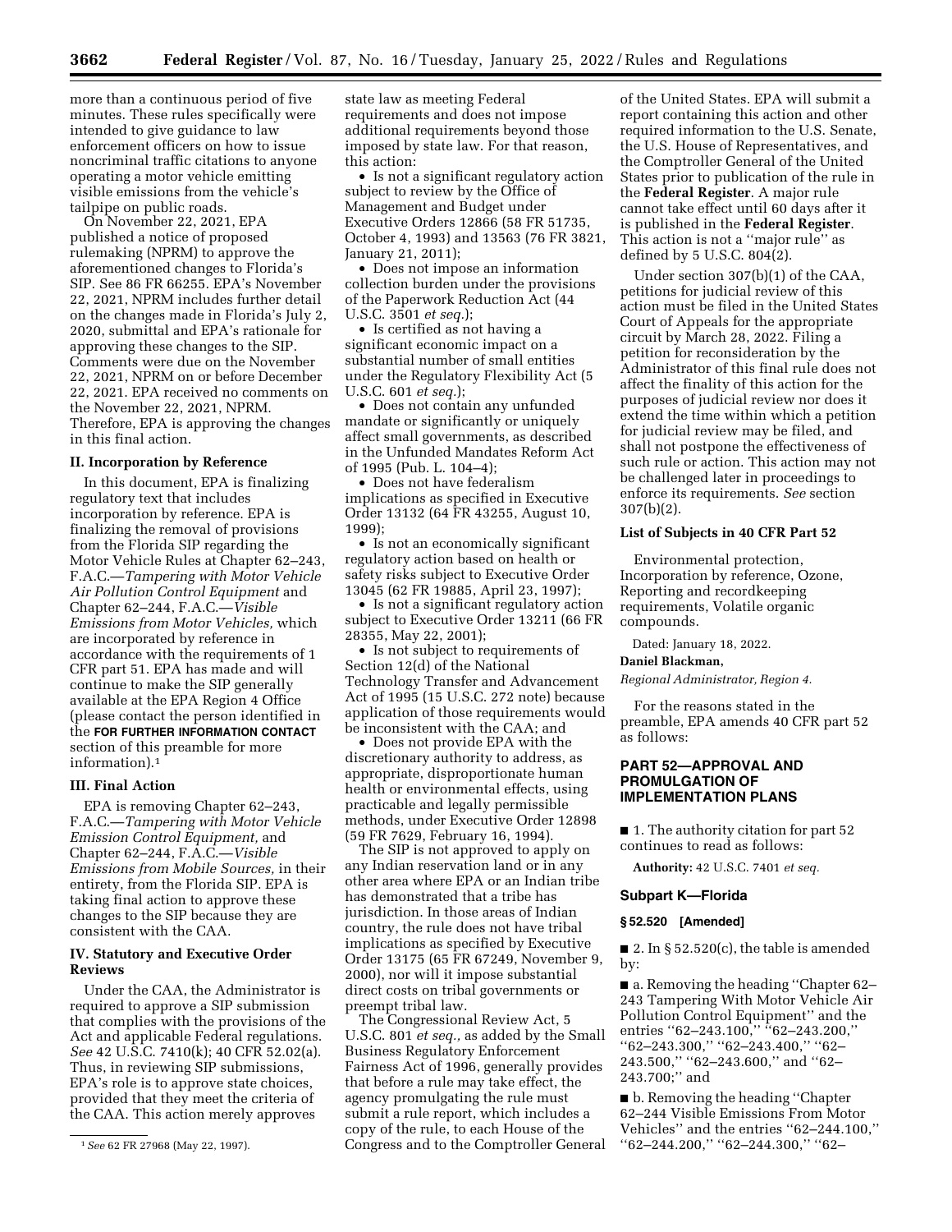more than a continuous period of five minutes. These rules specifically were intended to give guidance to law enforcement officers on how to issue noncriminal traffic citations to anyone operating a motor vehicle emitting visible emissions from the vehicle's tailpipe on public roads.

On November 22, 2021, EPA published a notice of proposed rulemaking (NPRM) to approve the aforementioned changes to Florida's SIP. See 86 FR 66255. EPA's November 22, 2021, NPRM includes further detail on the changes made in Florida's July 2, 2020, submittal and EPA's rationale for approving these changes to the SIP. Comments were due on the November 22, 2021, NPRM on or before December 22, 2021. EPA received no comments on the November 22, 2021, NPRM. Therefore, EPA is approving the changes in this final action.

## II. Incorporation by Reference

In this document, EPA is finalizing regulatory text that includes incorporation by reference. EPA is finalizing the removal of provisions from the Florida SIP regarding the Motor Vehicle Rules at Chapter 62–243, F.A.C.—*Tampering with Motor Vehicle Air Pollution Control Equipment* and Chapter 62–244, F.A.C.—*Visible Emissions from Motor Vehicles,* which are incorporated by reference in accordance with the requirements of 1 CFR part 51. EPA has made and will continue to make the SIP generally available at the EPA Region 4 Office (please contact the person identified in the **FOR FURTHER INFORMATION CONTACT** section of this preamble for more information).[1]

## III. Final Action

EPA is removing Chapter 62–243, F.A.C.—*Tampering with Motor Vehicle Emission Control Equipment,* and Chapter 62–244, F.A.C.—*Visible Emissions from Mobile Sources,* in their entirety, from the Florida SIP. EPA is taking final action to approve these changes to the SIP because they are consistent with the CAA.

## IV. Statutory and Executive Order Reviews

Under the CAA, the Administrator is required to approve a SIP submission that complies with the provisions of the Act and applicable Federal regulations. *See* 42 U.S.C. 7410(k); 40 CFR 52.02(a). Thus, in reviewing SIP submissions, EPA's role is to approve state choices, provided that they meet the criteria of the CAA. This action merely approves state law as meeting Federal requirements and does not impose additional requirements beyond those imposed by state law. For that reason, this action:

- Is not a significant regulatory action subject to review by the Office of Management and Budget under Executive Orders 12866 (58 FR 51735, October 4, 1993) and 13563 (76 FR 3821, January 21, 2011);
- Does not impose an information collection burden under the provisions of the Paperwork Reduction Act (44 U.S.C. 3501 *et seq.*);
- Is certified as not having a significant economic impact on a substantial number of small entities under the Regulatory Flexibility Act (5 U.S.C. 601 *et seq.*);
- Does not contain any unfunded mandate or significantly or uniquely affect small governments, as described in the Unfunded Mandates Reform Act of 1995 (Pub. L. 104–4);
- Does not have federalism implications as specified in Executive Order 13132 (64 FR 43255, August 10, 1999);
- Is not an economically significant regulatory action based on health or safety risks subject to Executive Order 13045 (62 FR 19885, April 23, 1997);
- Is not a significant regulatory action subject to Executive Order 13211 (66 FR 28355, May 22, 2001);
- Is not subject to requirements of Section 12(d) of the National Technology Transfer and Advancement Act of 1995 (15 U.S.C. 272 note) because application of those requirements would be inconsistent with the CAA; and
- Does not provide EPA with the discretionary authority to address, as appropriate, disproportionate human health or environmental effects, using practicable and legally permissible methods, under Executive Order 12898 (59 FR 7629, February 16, 1994).

The SIP is not approved to apply on any Indian reservation land or in any other area where EPA or an Indian tribe has demonstrated that a tribe has jurisdiction. In those areas of Indian country, the rule does not have tribal implications as specified by Executive Order 13175 (65 FR 67249, November 9, 2000), nor will it impose substantial direct costs on tribal governments or preempt tribal law.

The Congressional Review Act, 5 U.S.C. 801 *et seq.,* as added by the Small Business Regulatory Enforcement Fairness Act of 1996, generally provides that before a rule may take effect, the agency promulgating the rule must submit a rule report, which includes a copy of the rule, to each House of the Congress and to the Comptroller General of the United States. EPA will submit a report containing this action and other required information to the U.S. Senate, the U.S. House of Representatives, and the Comptroller General of the United States prior to publication of the rule in the **Federal Register**. A major rule cannot take effect until 60 days after it is published in the **Federal Register**. This action is not a "major rule" as defined by 5 U.S.C. 804(2).

Under section 307(b)(1) of the CAA, petitions for judicial review of this action must be filed in the United States Court of Appeals for the appropriate circuit by March 28, 2022. Filing a petition for reconsideration by the Administrator of this final rule does not affect the finality of this action for the purposes of judicial review nor does it extend the time within which a petition for judicial review may be filed, and shall not postpone the effectiveness of such rule or action. This action may not be challenged later in proceedings to enforce its requirements. *See* section 307(b)(2).

### List of Subjects in 40 CFR Part 52

Environmental protection, Incorporation by reference, Ozone, Reporting and recordkeeping requirements, Volatile organic compounds.

Dated: January 18, 2022.

**Daniel Blackman,**

*Regional Administrator, Region 4.*

For the reasons stated in the preamble, EPA amends 40 CFR part 52 as follows:

## PART 52—APPROVAL AND PROMULGATION OF IMPLEMENTATION PLANS

■ 1. The authority citation for part 52 continues to read as follows:

**Authority:** 42 U.S.C. 7401 *et seq.*

### Subpart K—Florida

### § 52.520 [Amended]

■ 2. In § 52.520(c), the table is amended by:

■ a. Removing the heading "Chapter 62–243 Tampering With Motor Vehicle Air Pollution Control Equipment" and the entries "62–243.100," "62–243.200," "62–243.300," "62–243.400," "62–243.500," "62–243.600," and "62–243.700;" and

■ b. Removing the heading "Chapter 62–244 Visible Emissions From Motor Vehicles" and the entries "62–244.100," "62–244.200," "62–244.300," "62–

[1] *See* 62 FR 27968 (May 22, 1997).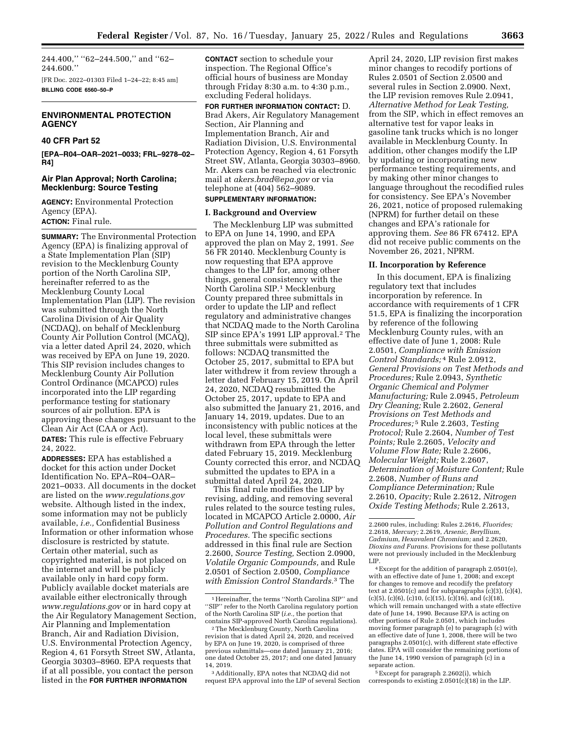244.400,'' ''62–244.500,'' and ''62–244.600.''

[FR Doc. 2022–01303 Filed 1–24–22; 8:45 am]

**BILLING CODE 6560–50–P**

## ENVIRONMENTAL PROTECTION AGENCY

### 40 CFR Part 52

**[EPA–R04–OAR–2021–0033; FRL–9278–02–R4]**

### Air Plan Approval; North Carolina; Mecklenburg: Source Testing

**AGENCY:** Environmental Protection Agency (EPA).

**ACTION:** Final rule.

**SUMMARY:** The Environmental Protection Agency (EPA) is finalizing approval of a State Implementation Plan (SIP) revision to the Mecklenburg County portion of the North Carolina SIP, hereinafter referred to as the Mecklenburg County Local Implementation Plan (LIP). The revision was submitted through the North Carolina Division of Air Quality (NCDAQ), on behalf of Mecklenburg County Air Pollution Control (MCAQ), via a letter dated April 24, 2020, which was received by EPA on June 19, 2020. This SIP revision includes changes to Mecklenburg County Air Pollution Control Ordinance (MCAPCO) rules incorporated into the LIP regarding performance testing for stationary sources of air pollution. EPA is approving these changes pursuant to the Clean Air Act (CAA or Act).

**DATES:** This rule is effective February 24, 2022.

**ADDRESSES:** EPA has established a docket for this action under Docket Identification No. EPA–R04–OAR–2021–0033. All documents in the docket are listed on the *www.regulations.gov* website. Although listed in the index, some information may not be publicly available, *i.e.,* Confidential Business Information or other information whose disclosure is restricted by statute. Certain other material, such as copyrighted material, is not placed on the internet and will be publicly available only in hard copy form. Publicly available docket materials are available either electronically through *www.regulations.gov* or in hard copy at the Air Regulatory Management Section, Air Planning and Implementation Branch, Air and Radiation Division, U.S. Environmental Protection Agency, Region 4, 61 Forsyth Street SW, Atlanta, Georgia 30303–8960. EPA requests that if at all possible, you contact the person listed in the **FOR FURTHER INFORMATION CONTACT** section to schedule your inspection. The Regional Office's official hours of business are Monday through Friday 8:30 a.m. to 4:30 p.m., excluding Federal holidays.

**FOR FURTHER INFORMATION CONTACT:** D. Brad Akers, Air Regulatory Management Section, Air Planning and Implementation Branch, Air and Radiation Division, U.S. Environmental Protection Agency, Region 4, 61 Forsyth Street SW, Atlanta, Georgia 30303–8960. Mr. Akers can be reached via electronic mail at *akers.brad@epa.gov* or via telephone at (404) 562–9089.

**SUPPLEMENTARY INFORMATION:**

### I. Background and Overview

The Mecklenburg LIP was submitted to EPA on June 14, 1990, and EPA approved the plan on May 2, 1991. *See* 56 FR 20140. Mecklenburg County is now requesting that EPA approve changes to the LIP for, among other things, general consistency with the North Carolina SIP.[1] Mecklenburg County prepared three submittals in order to update the LIP and reflect regulatory and administrative changes that NCDAQ made to the North Carolina SIP since EPA's 1991 LIP approval.[2] The three submittals were submitted as follows: NCDAQ transmitted the October 25, 2017, submittal to EPA but later withdrew it from review through a letter dated February 15, 2019. On April 24, 2020, NCDAQ resubmitted the October 25, 2017, update to EPA and also submitted the January 21, 2016, and January 14, 2019, updates. Due to an inconsistency with public notices at the local level, these submittals were withdrawn from EPA through the letter dated February 15, 2019. Mecklenburg County corrected this error, and NCDAQ submitted the updates to EPA in a submittal dated April 24, 2020.

This final rule modifies the LIP by revising, adding, and removing several rules related to the source testing rules, located in MCAPCO Article 2.0000, *Air Pollution and Control Regulations and Procedures.* The specific sections addressed in this final rule are Section 2.2600, *Source Testing,* Section 2.0900, *Volatile Organic Compounds,* and Rule 2.0501 of Section 2.0500, *Compliance with Emission Control Standards.*[3] The April 24, 2020, LIP revision first makes minor changes to recodify portions of Rules 2.0501 of Section 2.0500 and several rules in Section 2.0900. Next, the LIP revision removes Rule 2.0941, *Alternative Method for Leak Testing,* from the SIP, which in effect removes an alternative test for vapor leaks in gasoline tank trucks which is no longer available in Mecklenburg County. In addition, other changes modify the LIP by updating or incorporating new performance testing requirements, and by making other minor changes to language throughout the recodified rules for consistency. See EPA's November 26, 2021, notice of proposed rulemaking (NPRM) for further detail on these changes and EPA's rationale for approving them. *See* 86 FR 67412. EPA did not receive public comments on the November 26, 2021, NPRM.

### II. Incorporation by Reference

In this document, EPA is finalizing regulatory text that includes incorporation by reference. In accordance with requirements of 1 CFR 51.5, EPA is finalizing the incorporation by reference of the following Mecklenburg County rules, with an effective date of June 1, 2008: Rule 2.0501, *Compliance with Emission Control Standards;*[4] Rule 2.0912, *General Provisions on Test Methods and Procedures;* Rule 2.0943, *Synthetic Organic Chemical and Polymer Manufacturing;* Rule 2.0945, *Petroleum Dry Cleaning;* Rule 2.2602, *General Provisions on Test Methods and Procedures;*[5] Rule 2.2603, *Testing Protocol;* Rule 2.2604, *Number of Test Points;* Rule 2.2605, *Velocity and Volume Flow Rate;* Rule 2.2606, *Molecular Weight;* Rule 2.2607, *Determination of Moisture Content;* Rule 2.2608, *Number of Runs and Compliance Determination;* Rule 2.2610, *Opacity;* Rule 2.2612, *Nitrogen Oxide Testing Methods;* Rule 2.2613,

---

[1] Hereinafter, the terms ''North Carolina SIP'' and ''SIP'' refer to the North Carolina regulatory portion of the North Carolina SIP (*i.e.,* the portion that contains SIP-approved North Carolina regulations).

[2] The Mecklenburg County, North Carolina revision that is dated April 24, 2020, and received by EPA on June 19, 2020, is comprised of three previous submittals—one dated January 21, 2016; one dated October 25, 2017; and one dated January 14, 2019.

[3] Additionally, EPA notes that NCDAQ did not request EPA approval into the LIP of several Section 2.2600 rules, including: Rules 2.2616, *Fluorides;* 2.2618, *Mercury;* 2.2619, *Arsenic, Beryllium, Cadmium, Hexavalent Chromium;* and 2.2620, *Dioxins and Furans.* Provisions for these pollutants were not previously included in the Mecklenburg LIP.

[4] Except for the addition of paragraph 2.0501(e), with an effective date of June 1, 2008; and except for changes to remove and recodify the prefatory text at 2.0501(c) and for subparagraphs (c)(3), (c)(4), (c)(5), (c)(6), (c)10, (c)(15), (c)(16), and (c)(18), which will remain unchanged with a state effective date of June 14, 1990. Because EPA is acting on other portions of Rule 2.0501, which includes moving former paragraph (e) to paragraph (c) with an effective date of June 1, 2008, there will be two paragraphs 2.0501(c), with different state effective dates. EPA will consider the remaining portions of the June 14, 1990 version of paragraph (c) in a separate action.

[5] Except for paragraph 2.2602(i), which corresponds to existing 2.0501(c)(18) in the LIP.